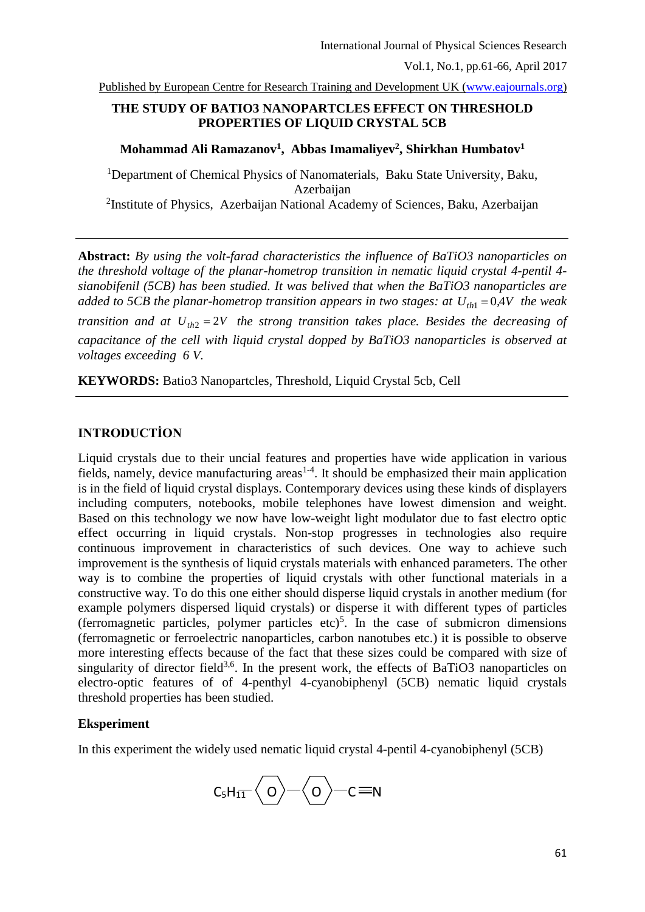# THE STUDY OF BATIO3 NANOPARTCLES EFFECT ON THRESHOLD PROPERTIES OF LIQUID CRYSTAL 5CB

**Mohammad Ali Ramazanov[1], Abbas Imamaliyev[2], Shirkhan Humbatov[1]**

[1]Department of Chemical Physics of Nanomaterials, Baku State University, Baku, Azerbaijan

[2]Institute of Physics, Azerbaijan National Academy of Sciences, Baku, Azerbaijan

---

**Abstract:** *By using the volt-farad characteristics the influence of BaTiO3 nanoparticles on the threshold voltage of the planar-hometrop transition in nematic liquid crystal 4-pentil 4-sianobifenil (5CB) has been studied. It was belived that when the BaTiO3 nanoparticles are added to 5CB the planar-hometrop transition appears in two stages: at* $U_{th1} = 0{,}4V$ *the weak transition and at* $U_{th2} = 2V$ *the strong transition takes place. Besides the decreasing of capacitance of the cell with liquid crystal dopped by BaTiO3 nanoparticles is observed at voltages exceeding 6 V.*

**KEYWORDS:** Batio3 Nanopartcles, Threshold, Liquid Crystal 5cb, Cell

---

## INTRODUCTİON

Liquid crystals due to their uncial features and properties have wide application in various fields, namely, device manufacturing areas[1-4]. It should be emphasized their main application is in the field of liquid crystal displays. Contemporary devices using these kinds of displayers including computers, notebooks, mobile telephones have lowest dimension and weight. Based on this technology we now have low-weight light modulator due to fast electro optic effect occurring in liquid crystals. Non-stop progresses in technologies also require continuous improvement in characteristics of such devices. One way to achieve such improvement is the synthesis of liquid crystals materials with enhanced parameters. The other way is to combine the properties of liquid crystals with other functional materials in a constructive way. To do this one either should disperse liquid crystals in another medium (for example polymers dispersed liquid crystals) or disperse it with different types of particles (ferromagnetic particles, polymer particles etc)[5]. In the case of submicron dimensions (ferromagnetic or ferroelectric nanoparticles, carbon nanotubes etc.) it is possible to observe more interesting effects because of the fact that these sizes could be compared with size of singularity of director field[3,6]. In the present work, the effects of BaTiO3 nanoparticles on electro-optic features of of 4-penthyl 4-cyanobiphenyl (5CB) nematic liquid crystals threshold properties has been studied.

## Eksperiment

In this experiment the widely used nematic liquid crystal 4-pentil 4-cyanobiphenyl (5CB)

$$C_5H_{11}-\langle O \rangle-\langle O \rangle-C\equiv N$$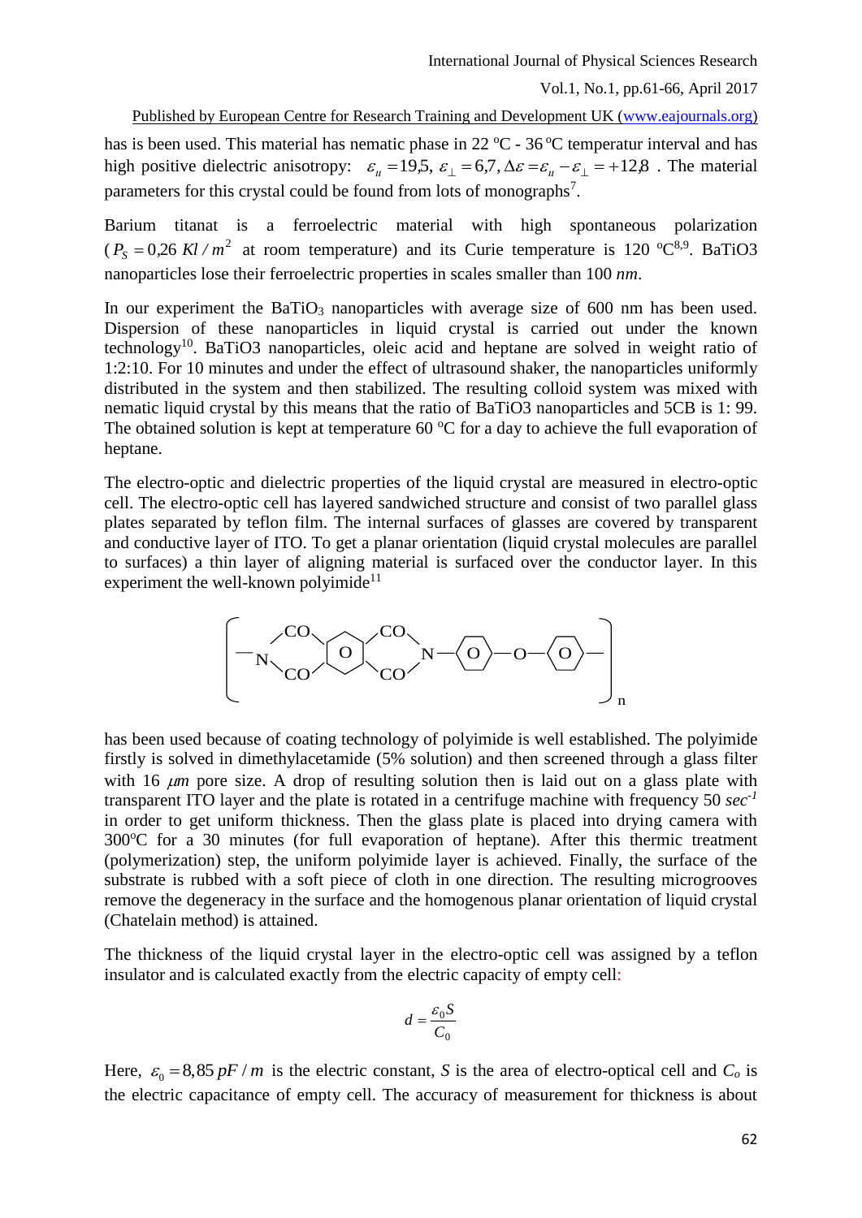has is been used. This material has nematic phase in 22 °C - 36 °C temperatur interval and has high positive dielectric anisotropy: $\varepsilon_{\parallel} = 19{,}5$, $\varepsilon_{\perp} = 6{,}7$, $\Delta\varepsilon = \varepsilon_{\parallel} - \varepsilon_{\perp} = +12{,}8$ . The material parameters for this crystal could be found from lots of monographs[7].

Barium titanat is a ferroelectric material with high spontaneous polarization ($P_S = 0{,}26\ Kl/m^2$ at room temperature) and its Curie temperature is 120 °C[8,9]. BaTiO3 nanoparticles lose their ferroelectric properties in scales smaller than 100 *nm*.

In our experiment the $BaTiO_3$ nanoparticles with average size of 600 nm has been used. Dispersion of these nanoparticles in liquid crystal is carried out under the known technology[10]. BaTiO3 nanoparticles, oleic acid and heptane are solved in weight ratio of 1:2:10. For 10 minutes and under the effect of ultrasound shaker, the nanoparticles uniformly distributed in the system and then stabilized. The resulting colloid system was mixed with nematic liquid crystal by this means that the ratio of BaTiO3 nanoparticles and 5CB is 1: 99. The obtained solution is kept at temperature 60 °C for a day to achieve the full evaporation of heptane.

The electro-optic and dielectric properties of the liquid crystal are measured in electro-optic cell. The electro-optic cell has layered sandwiched structure and consist of two parallel glass plates separated by teflon film. The internal surfaces of glasses are covered by transparent and conductive layer of ITO. To get a planar orientation (liquid crystal molecules are parallel to surfaces) a thin layer of aligning material is surfaced over the conductor layer. In this experiment the well-known polyimide[11]

$$\left[ -N\!\!<\!\!\begin{smallmatrix}CO\\CO\end{smallmatrix}\!\!>\!\!\bigcirc\!\!<\!\!\begin{smallmatrix}CO\\CO\end{smallmatrix}\!\!>\!\!N-\bigcirc-O-\bigcirc- \right]_n$$

has been used because of coating technology of polyimide is well established. The polyimide firstly is solved in dimethylacetamide (5% solution) and then screened through a glass filter with 16 $\mu m$ pore size. A drop of resulting solution then is laid out on a glass plate with transparent ITO layer and the plate is rotated in a centrifuge machine with frequency 50 $sec^{-1}$ in order to get uniform thickness. Then the glass plate is placed into drying camera with 300°C for a 30 minutes (for full evaporation of heptane). After this thermic treatment (polymerization) step, the uniform polyimide layer is achieved. Finally, the surface of the substrate is rubbed with a soft piece of cloth in one direction. The resulting microgrooves remove the degeneracy in the surface and the homogenous planar orientation of liquid crystal (Chatelain method) is attained.

The thickness of the liquid crystal layer in the electro-optic cell was assigned by a teflon insulator and is calculated exactly from the electric capacity of empty cell:

$$d = \frac{\varepsilon_0 S}{C_0}$$

Here, $\varepsilon_0 = 8{,}85\ pF/m$ is the electric constant, $S$ is the area of electro-optical cell and $C_o$ is the electric capacitance of empty cell. The accuracy of measurement for thickness is about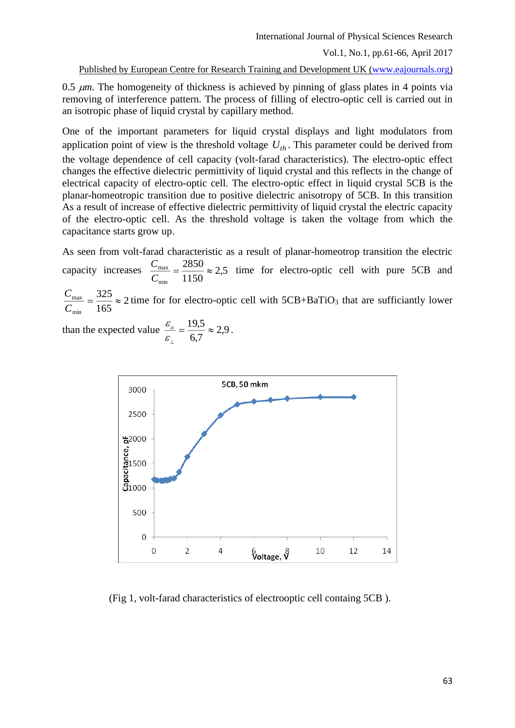0.5 $\mu m$. The homogeneity of thickness is achieved by pinning of glass plates in 4 points via removing of interference pattern. The process of filling of electro-optic cell is carried out in an isotropic phase of liquid crystal by capillary method.

One of the important parameters for liquid crystal displays and light modulators from application point of view is the threshold voltage $U_{th}$. This parameter could be derived from the voltage dependence of cell capacity (volt-farad characteristics). The electro-optic effect changes the effective dielectric permittivity of liquid crystal and this reflects in the change of electrical capacity of electro-optic cell. The electro-optic effect in liquid crystal 5CB is the planar-homeotropic transition due to positive dielectric anisotropy of 5CB. In this transition As a result of increase of effective dielectric permittivity of liquid crystal the electric capacity of the electro-optic cell. As the threshold voltage is taken the voltage from which the capacitance starts grow up.

As seen from volt-farad characteristic as a result of planar-homeotrop transition the electric capacity increases $\frac{C_{\max}}{C_{\min}} = \frac{2850}{1150} \approx 2{,}5$ time for electro-optic cell with pure 5CB and $\frac{C_{\max}}{C_{\min}} = \frac{325}{165} \approx 2$ time for for electro-optic cell with 5CB+$BaTiO_3$ that are sufficiantly lower than the expected value $\frac{\varepsilon_{\shortparallel}}{\varepsilon_{\perp}} = \frac{19{,}5}{6{,}7} \approx 2{,}9$.

(Fig 1, volt-farad characteristics of electrooptic cell containg 5CB ).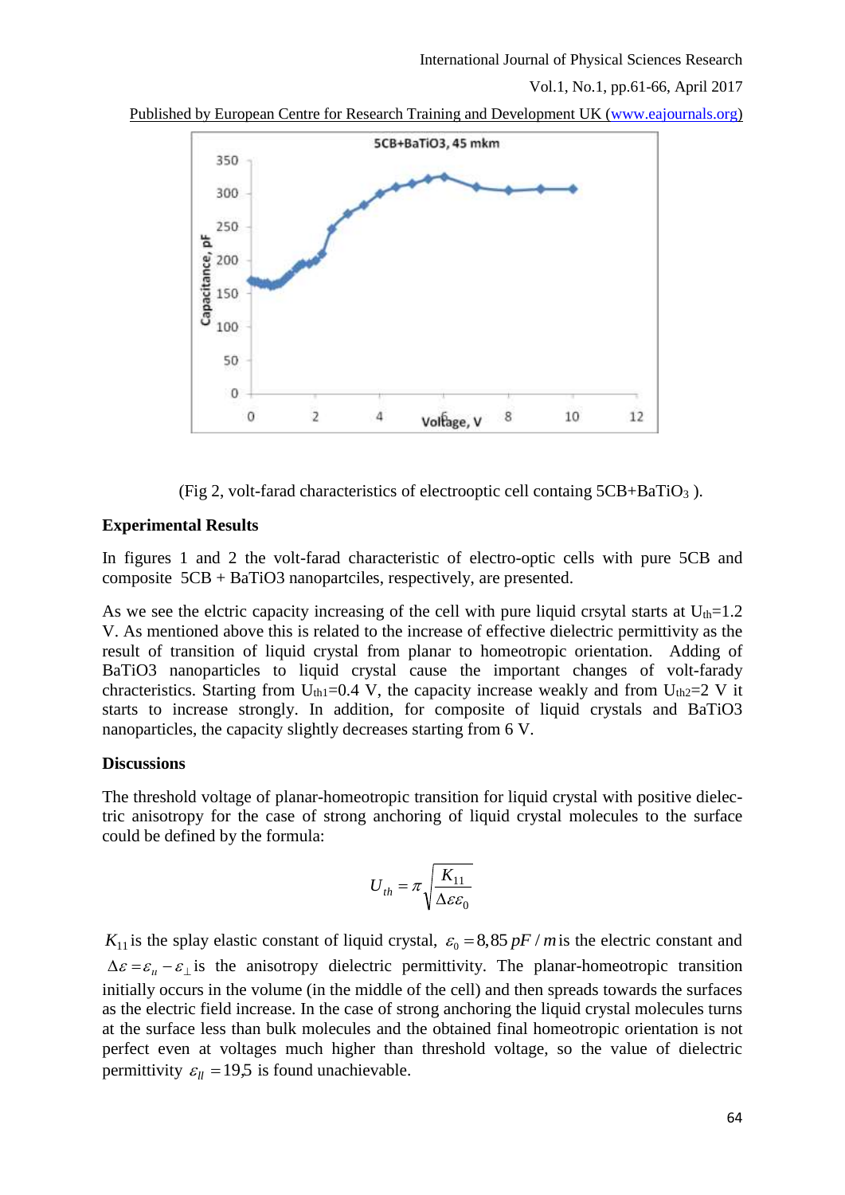(Fig 2, volt-farad characteristics of electrooptic cell containg 5CB+$BaTiO_3$ ).

**Experimental Results**

In figures 1 and 2 the volt-farad characteristic of electro-optic cells with pure 5CB and composite 5CB + BaTiO3 nanopartciles, respectively, are presented.

As we see the elctric capacity increasing of the cell with pure liquid crsytal starts at $U_{th}$=1.2 V. As mentioned above this is related to the increase of effective dielectric permittivity as the result of transition of liquid crystal from planar to homeotropic orientation. Adding of BaTiO3 nanoparticles to liquid crystal cause the important changes of volt-farady chracteristics. Starting from $U_{th1}$=0.4 V, the capacity increase weakly and from $U_{th2}$=2 V it starts to increase strongly. In addition, for composite of liquid crystals and BaTiO3 nanoparticles, the capacity slightly decreases starting from 6 V.

**Discussions**

The threshold voltage of planar-homeotropic transition for liquid crystal with positive dielectric anisotropy for the case of strong anchoring of liquid crystal molecules to the surface could be defined by the formula:

$$U_{th} = \pi \sqrt{\frac{K_{11}}{\Delta\varepsilon\varepsilon_0}}$$

$K_{11}$ is the splay elastic constant of liquid crystal, $\varepsilon_0 = 8{,}85\, pF/m$ is the electric constant and $\Delta\varepsilon = \varepsilon_{II} - \varepsilon_{\perp}$ is the anisotropy dielectric permittivity. The planar-homeotropic transition initially occurs in the volume (in the middle of the cell) and then spreads towards the surfaces as the electric field increase. In the case of strong anchoring the liquid crystal molecules turns at the surface less than bulk molecules and the obtained final homeotropic orientation is not perfect even at voltages much higher than threshold voltage, so the value of dielectric permittivity $\varepsilon_{II} = 19{,}5$ is found unachievable.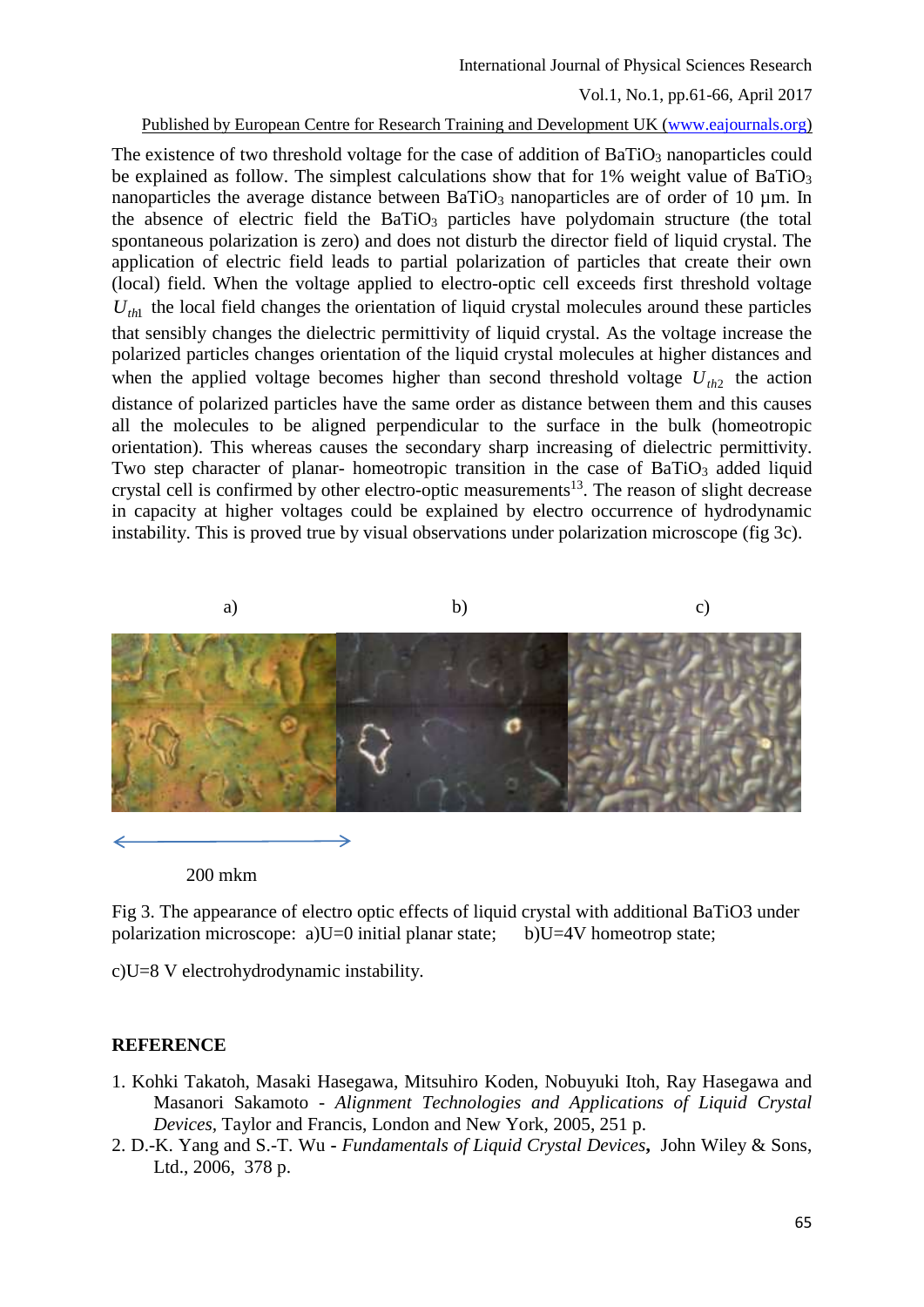The existence of two threshold voltage for the case of addition of $BaTiO_3$ nanoparticles could be explained as follow. The simplest calculations show that for 1% weight value of $BaTiO_3$ nanoparticles the average distance between $BaTiO_3$ nanoparticles are of order of 10 μm. In the absence of electric field the $BaTiO_3$ particles have polydomain structure (the total spontaneous polarization is zero) and does not disturb the director field of liquid crystal. The application of electric field leads to partial polarization of particles that create their own (local) field. When the voltage applied to electro-optic cell exceeds first threshold voltage $U_{th1}$ the local field changes the orientation of liquid crystal molecules around these particles that sensibly changes the dielectric permittivity of liquid crystal. As the voltage increase the polarized particles changes orientation of the liquid crystal molecules at higher distances and when the applied voltage becomes higher than second threshold voltage $U_{th2}$ the action distance of polarized particles have the same order as distance between them and this causes all the molecules to be aligned perpendicular to the surface in the bulk (homeotropic orientation). This whereas causes the secondary sharp increasing of dielectric permittivity. Two step character of planar- homeotropic transition in the case of $BaTiO_3$ added liquid crystal cell is confirmed by other electro-optic measurements[13]. The reason of slight decrease in capacity at higher voltages could be explained by electro occurrence of hydrodynamic instability. This is proved true by visual observations under polarization microscope (fig 3c).

a) b) c)

200 mkm

Fig 3. The appearance of electro optic effects of liquid crystal with additional BaTiO3 under polarization microscope: a)U=0 initial planar state; b)U=4V homeotrop state;

c)U=8 V electrohydrodynamic instability.

## REFERENCE

1. Kohki Takatoh, Masaki Hasegawa, Mitsuhiro Koden, Nobuyuki Itoh, Ray Hasegawa and Masanori Sakamoto - *Alignment Technologies and Applications of Liquid Crystal Devices*, Taylor and Francis, London and New York, 2005, 251 p.
2. D.-K. Yang and S.-T. Wu - *Fundamentals of Liquid Crystal Devices*, John Wiley & Sons, Ltd., 2006, 378 p.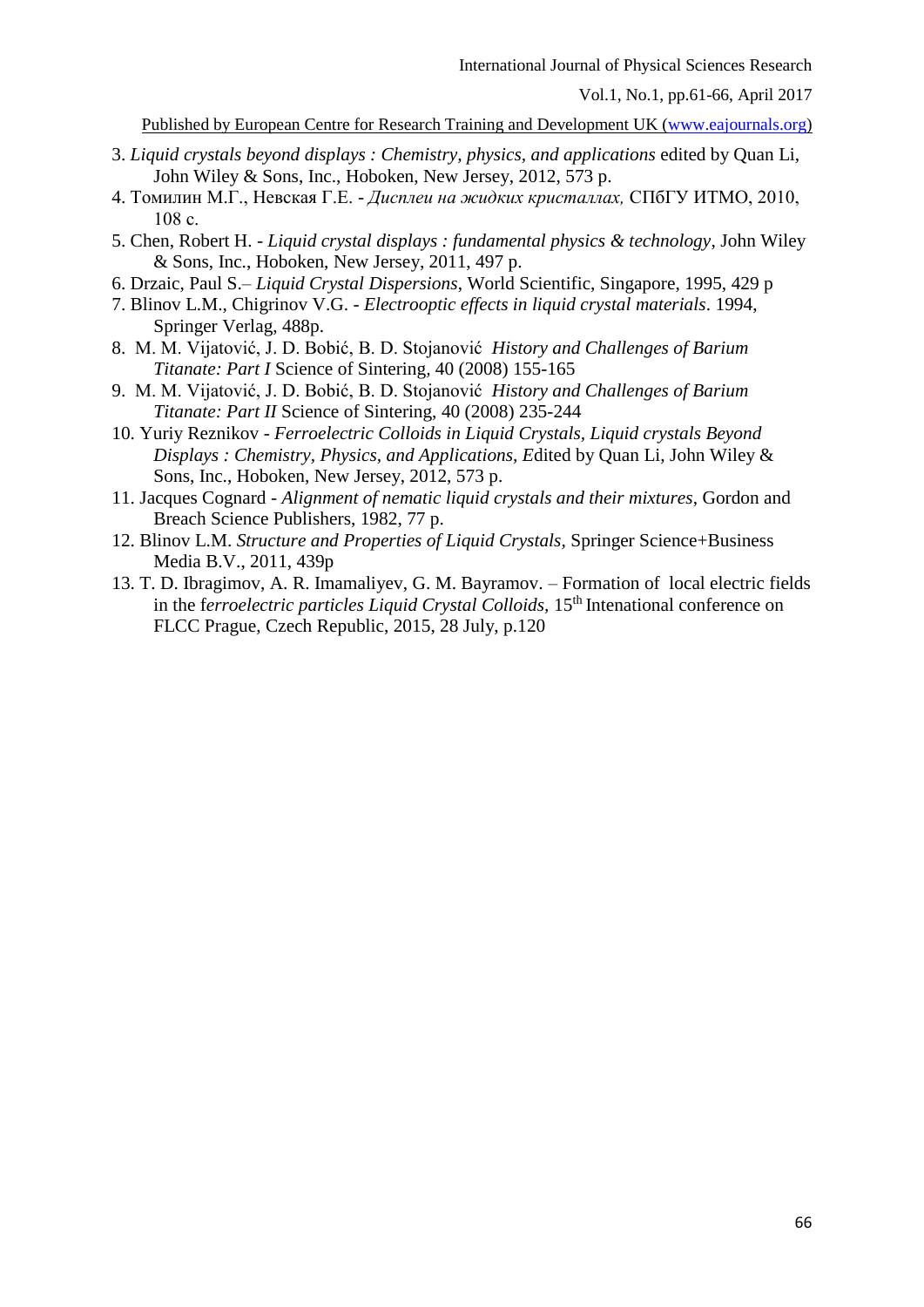3. *Liquid crystals beyond displays : Chemistry, physics, and applications* edited by Quan Li, John Wiley & Sons, Inc., Hoboken, New Jersey, 2012, 573 p.
4. Томилин М.Г., Невская Г.Е. - *Дисплеи на жидких кристаллах,* СПбГУ ИТМО, 2010, 108 с.
5. Chen, Robert H. - *Liquid crystal displays : fundamental physics & technology*, John Wiley & Sons, Inc., Hoboken, New Jersey, 2011, 497 p.
6. Drzaic, Paul S.– *Liquid Crystal Dispersions*, World Scientific, Singapore, 1995, 429 p
7. Blinov L.M., Chigrinov V.G. - *Electrooptic effects in liquid crystal materials*. 1994, Springer Verlag, 488p.
8. M. M. Vijatović, J. D. Bobić, B. D. Stojanović *History and Challenges of Barium Titanate: Part I* Science of Sintering, 40 (2008) 155-165
9. M. M. Vijatović, J. D. Bobić, B. D. Stojanović *History and Challenges of Barium Titanate: Part II* Science of Sintering, 40 (2008) 235-244
10. Yuriy Reznikov - *Ferroelectric Colloids in Liquid Crystals, Liquid crystals Beyond Displays : Chemistry, Physics, and Applications, E*dited by Quan Li, John Wiley & Sons, Inc., Hoboken, New Jersey, 2012, 573 p.
11. Jacques Cognard - *Alignment of nematic liquid crystals and their mixtures,* Gordon and Breach Science Publishers, 1982, 77 p.
12. Blinov L.M. *Structure and Properties of Liquid Crystals,* Springer Science+Business Media B.V., 2011, 439p
13. T. D. Ibragimov, A. R. Imamaliyev, G. M. Bayramov. – Formation of local electric fields in the f*erroelectric particles Liquid Crystal Colloids*, 15th Intenational conference on FLCC Prague, Czech Republic, 2015, 28 July, p.120